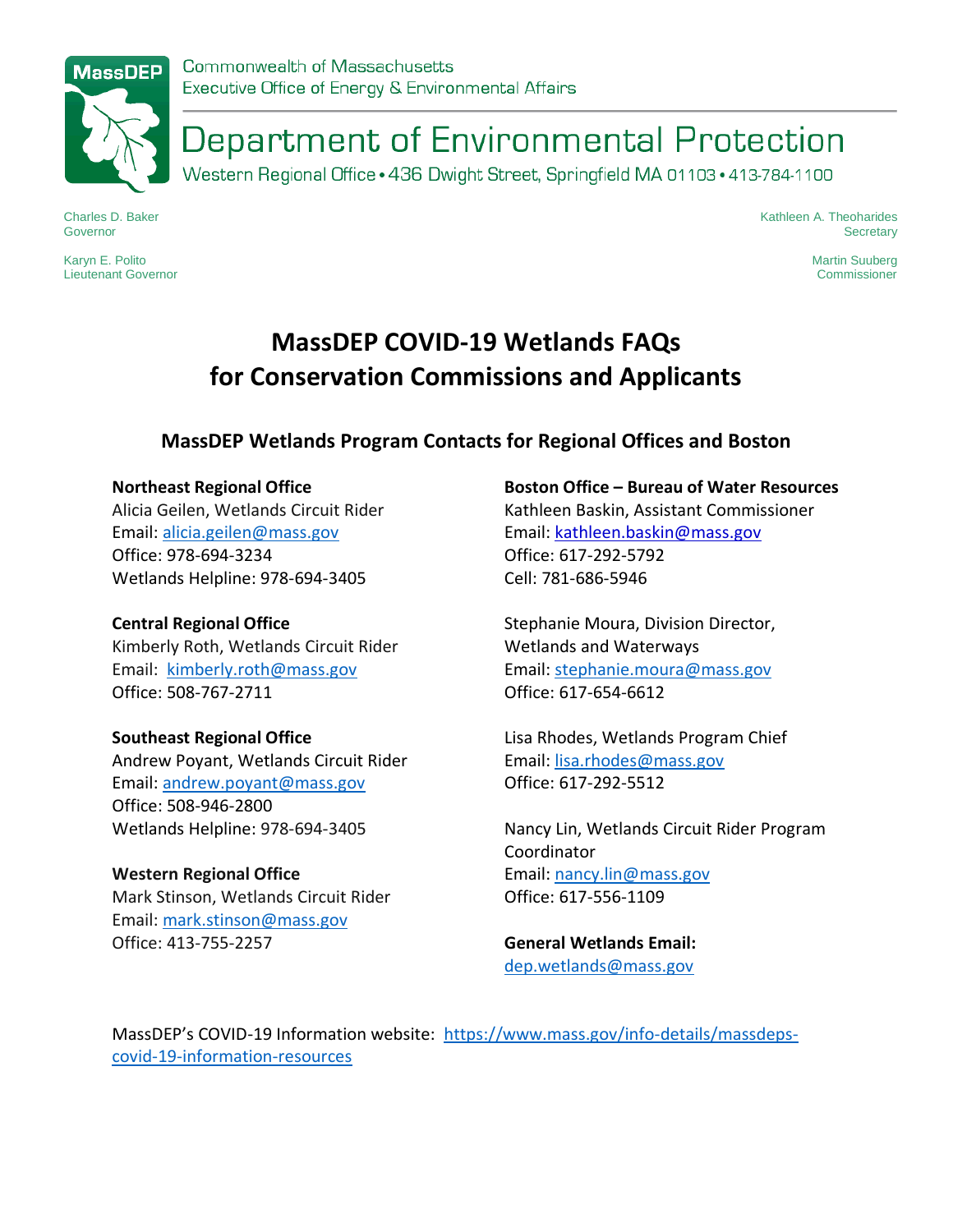Commonwealth of Massachusetts
Executive Office of Energy & Environmental Affairs

# Department of Environmental Protection

Western Regional Office • 436 Dwight Street, Springfield MA 01103 • 413-784-1100

Charles D. Baker
Governor

Karyn E. Polito
Lieutenant Governor

Kathleen A. Theoharides
Secretary

Martin Suuberg
Commissioner

# MassDEP COVID-19 Wetlands FAQs for Conservation Commissions and Applicants

## MassDEP Wetlands Program Contacts for Regional Offices and Boston

**Northeast Regional Office**
Alicia Geilen, Wetlands Circuit Rider
Email: alicia.geilen@mass.gov
Office: 978-694-3234
Wetlands Helpline: 978-694-3405

**Central Regional Office**
Kimberly Roth, Wetlands Circuit Rider
Email: kimberly.roth@mass.gov
Office: 508-767-2711

**Southeast Regional Office**
Andrew Poyant, Wetlands Circuit Rider
Email: andrew.poyant@mass.gov
Office: 508-946-2800
Wetlands Helpline: 978-694-3405

**Western Regional Office**
Mark Stinson, Wetlands Circuit Rider
Email: mark.stinson@mass.gov
Office: 413-755-2257

**Boston Office – Bureau of Water Resources**
Kathleen Baskin, Assistant Commissioner
Email: kathleen.baskin@mass.gov
Office: 617-292-5792
Cell: 781-686-5946

Stephanie Moura, Division Director, Wetlands and Waterways
Email: stephanie.moura@mass.gov
Office: 617-654-6612

Lisa Rhodes, Wetlands Program Chief
Email: lisa.rhodes@mass.gov
Office: 617-292-5512

Nancy Lin, Wetlands Circuit Rider Program Coordinator
Email: nancy.lin@mass.gov
Office: 617-556-1109

**General Wetlands Email:**
dep.wetlands@mass.gov

MassDEP's COVID-19 Information website: https://www.mass.gov/info-details/massdeps-covid-19-information-resources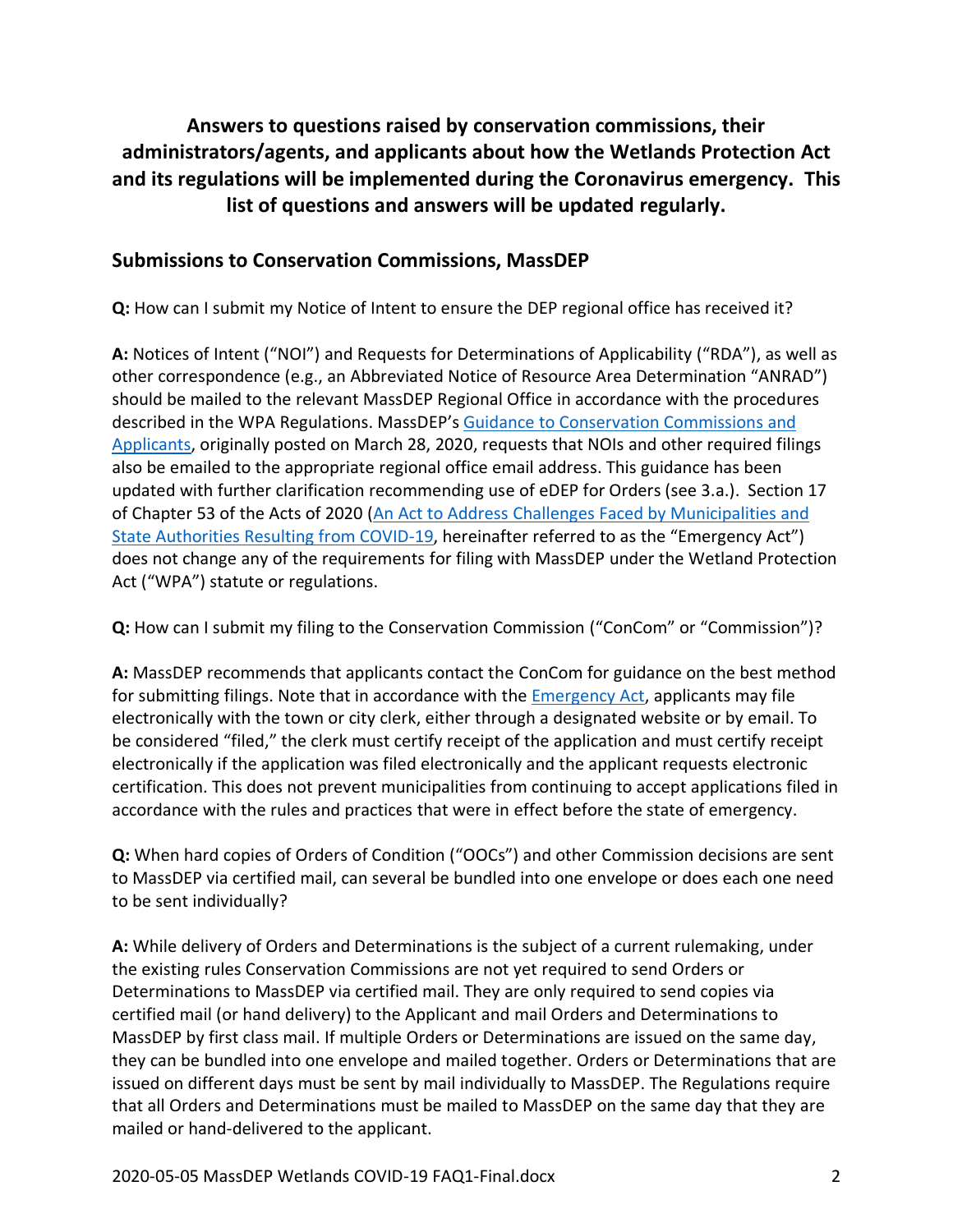**Answers to questions raised by conservation commissions, their administrators/agents, and applicants about how the Wetlands Protection Act and its regulations will be implemented during the Coronavirus emergency. This list of questions and answers will be updated regularly.**

## Submissions to Conservation Commissions, MassDEP

**Q:** How can I submit my Notice of Intent to ensure the DEP regional office has received it?

**A:** Notices of Intent ("NOI") and Requests for Determinations of Applicability ("RDA"), as well as other correspondence (e.g., an Abbreviated Notice of Resource Area Determination "ANRAD") should be mailed to the relevant MassDEP Regional Office in accordance with the procedures described in the WPA Regulations. MassDEP's Guidance to Conservation Commissions and Applicants, originally posted on March 28, 2020, requests that NOIs and other required filings also be emailed to the appropriate regional office email address. This guidance has been updated with further clarification recommending use of eDEP for Orders (see 3.a.). Section 17 of Chapter 53 of the Acts of 2020 (An Act to Address Challenges Faced by Municipalities and State Authorities Resulting from COVID-19, hereinafter referred to as the "Emergency Act") does not change any of the requirements for filing with MassDEP under the Wetland Protection Act ("WPA") statute or regulations.

**Q:** How can I submit my filing to the Conservation Commission ("ConCom" or "Commission")?

**A:** MassDEP recommends that applicants contact the ConCom for guidance on the best method for submitting filings. Note that in accordance with the Emergency Act, applicants may file electronically with the town or city clerk, either through a designated website or by email. To be considered "filed," the clerk must certify receipt of the application and must certify receipt electronically if the application was filed electronically and the applicant requests electronic certification. This does not prevent municipalities from continuing to accept applications filed in accordance with the rules and practices that were in effect before the state of emergency.

**Q:** When hard copies of Orders of Condition ("OOCs") and other Commission decisions are sent to MassDEP via certified mail, can several be bundled into one envelope or does each one need to be sent individually?

**A:** While delivery of Orders and Determinations is the subject of a current rulemaking, under the existing rules Conservation Commissions are not yet required to send Orders or Determinations to MassDEP via certified mail. They are only required to send copies via certified mail (or hand delivery) to the Applicant and mail Orders and Determinations to MassDEP by first class mail. If multiple Orders or Determinations are issued on the same day, they can be bundled into one envelope and mailed together. Orders or Determinations that are issued on different days must be sent by mail individually to MassDEP. The Regulations require that all Orders and Determinations must be mailed to MassDEP on the same day that they are mailed or hand-delivered to the applicant.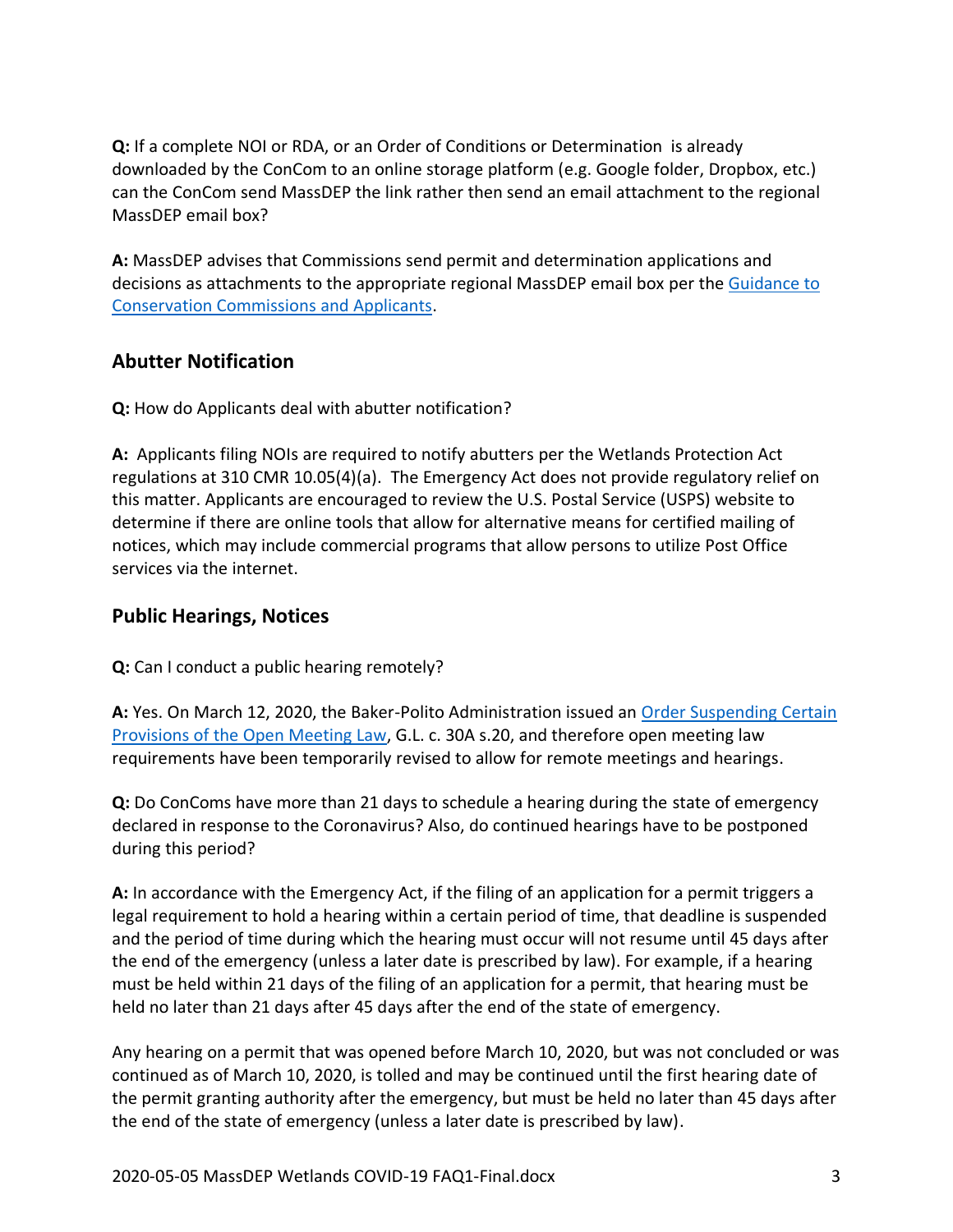**Q:** If a complete NOI or RDA, or an Order of Conditions or Determination is already downloaded by the ConCom to an online storage platform (e.g. Google folder, Dropbox, etc.) can the ConCom send MassDEP the link rather then send an email attachment to the regional MassDEP email box?

**A:** MassDEP advises that Commissions send permit and determination applications and decisions as attachments to the appropriate regional MassDEP email box per the Guidance to Conservation Commissions and Applicants.

## Abutter Notification

**Q:** How do Applicants deal with abutter notification?

**A:** Applicants filing NOIs are required to notify abutters per the Wetlands Protection Act regulations at 310 CMR 10.05(4)(a). The Emergency Act does not provide regulatory relief on this matter. Applicants are encouraged to review the U.S. Postal Service (USPS) website to determine if there are online tools that allow for alternative means for certified mailing of notices, which may include commercial programs that allow persons to utilize Post Office services via the internet.

## Public Hearings, Notices

**Q:** Can I conduct a public hearing remotely?

**A:** Yes. On March 12, 2020, the Baker-Polito Administration issued an Order Suspending Certain Provisions of the Open Meeting Law, G.L. c. 30A s.20, and therefore open meeting law requirements have been temporarily revised to allow for remote meetings and hearings.

**Q:** Do ConComs have more than 21 days to schedule a hearing during the state of emergency declared in response to the Coronavirus? Also, do continued hearings have to be postponed during this period?

**A:** In accordance with the Emergency Act, if the filing of an application for a permit triggers a legal requirement to hold a hearing within a certain period of time, that deadline is suspended and the period of time during which the hearing must occur will not resume until 45 days after the end of the emergency (unless a later date is prescribed by law). For example, if a hearing must be held within 21 days of the filing of an application for a permit, that hearing must be held no later than 21 days after 45 days after the end of the state of emergency.

Any hearing on a permit that was opened before March 10, 2020, but was not concluded or was continued as of March 10, 2020, is tolled and may be continued until the first hearing date of the permit granting authority after the emergency, but must be held no later than 45 days after the end of the state of emergency (unless a later date is prescribed by law).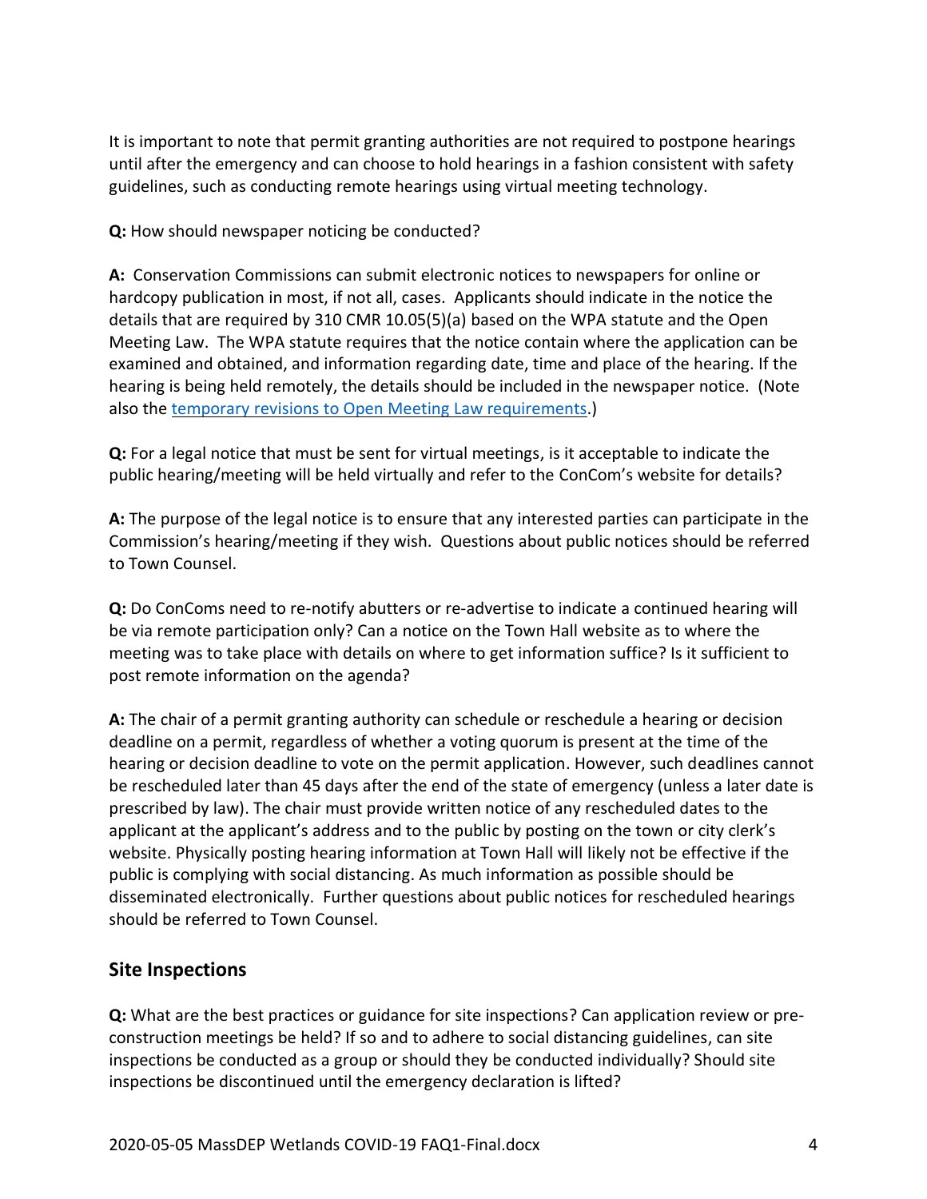It is important to note that permit granting authorities are not required to postpone hearings until after the emergency and can choose to hold hearings in a fashion consistent with safety guidelines, such as conducting remote hearings using virtual meeting technology.

**Q:** How should newspaper noticing be conducted?

**A:** Conservation Commissions can submit electronic notices to newspapers for online or hardcopy publication in most, if not all, cases. Applicants should indicate in the notice the details that are required by 310 CMR 10.05(5)(a) based on the WPA statute and the Open Meeting Law. The WPA statute requires that the notice contain where the application can be examined and obtained, and information regarding date, time and place of the hearing. If the hearing is being held remotely, the details should be included in the newspaper notice. (Note also the [temporary revisions to Open Meeting Law requirements](temporary revisions to Open Meeting Law requirements).)

**Q:** For a legal notice that must be sent for virtual meetings, is it acceptable to indicate the public hearing/meeting will be held virtually and refer to the ConCom's website for details?

**A:** The purpose of the legal notice is to ensure that any interested parties can participate in the Commission's hearing/meeting if they wish. Questions about public notices should be referred to Town Counsel.

**Q:** Do ConComs need to re-notify abutters or re-advertise to indicate a continued hearing will be via remote participation only? Can a notice on the Town Hall website as to where the meeting was to take place with details on where to get information suffice? Is it sufficient to post remote information on the agenda?

**A:** The chair of a permit granting authority can schedule or reschedule a hearing or decision deadline on a permit, regardless of whether a voting quorum is present at the time of the hearing or decision deadline to vote on the permit application. However, such deadlines cannot be rescheduled later than 45 days after the end of the state of emergency (unless a later date is prescribed by law). The chair must provide written notice of any rescheduled dates to the applicant at the applicant's address and to the public by posting on the town or city clerk's website. Physically posting hearing information at Town Hall will likely not be effective if the public is complying with social distancing. As much information as possible should be disseminated electronically. Further questions about public notices for rescheduled hearings should be referred to Town Counsel.

## Site Inspections

**Q:** What are the best practices or guidance for site inspections? Can application review or pre-construction meetings be held? If so and to adhere to social distancing guidelines, can site inspections be conducted as a group or should they be conducted individually? Should site inspections be discontinued until the emergency declaration is lifted?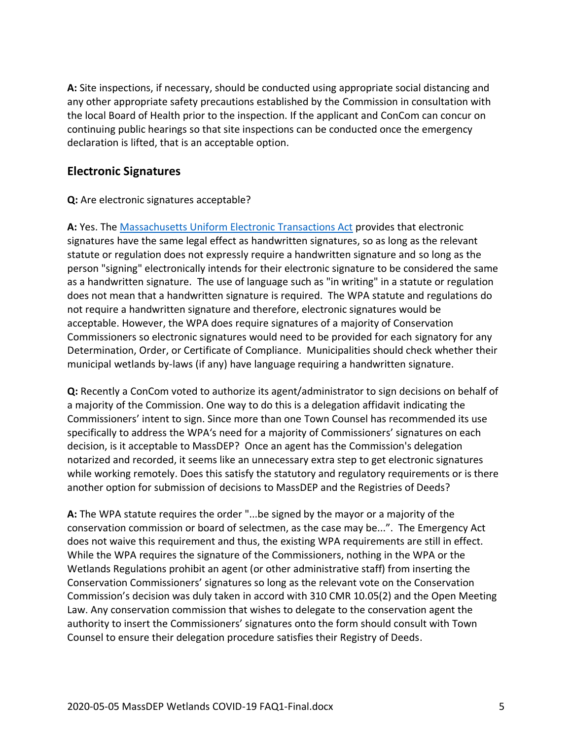**A:** Site inspections, if necessary, should be conducted using appropriate social distancing and any other appropriate safety precautions established by the Commission in consultation with the local Board of Health prior to the inspection. If the applicant and ConCom can concur on continuing public hearings so that site inspections can be conducted once the emergency declaration is lifted, that is an acceptable option.

## Electronic Signatures

**Q:** Are electronic signatures acceptable?

**A:** Yes. The [Massachusetts Uniform Electronic Transactions Act]() provides that electronic signatures have the same legal effect as handwritten signatures, so as long as the relevant statute or regulation does not expressly require a handwritten signature and so long as the person "signing" electronically intends for their electronic signature to be considered the same as a handwritten signature. The use of language such as "in writing" in a statute or regulation does not mean that a handwritten signature is required. The WPA statute and regulations do not require a handwritten signature and therefore, electronic signatures would be acceptable. However, the WPA does require signatures of a majority of Conservation Commissioners so electronic signatures would need to be provided for each signatory for any Determination, Order, or Certificate of Compliance. Municipalities should check whether their municipal wetlands by-laws (if any) have language requiring a handwritten signature.

**Q:** Recently a ConCom voted to authorize its agent/administrator to sign decisions on behalf of a majority of the Commission. One way to do this is a delegation affidavit indicating the Commissioners' intent to sign. Since more than one Town Counsel has recommended its use specifically to address the WPA's need for a majority of Commissioners' signatures on each decision, is it acceptable to MassDEP? Once an agent has the Commission's delegation notarized and recorded, it seems like an unnecessary extra step to get electronic signatures while working remotely. Does this satisfy the statutory and regulatory requirements or is there another option for submission of decisions to MassDEP and the Registries of Deeds?

**A:** The WPA statute requires the order "...be signed by the mayor or a majority of the conservation commission or board of selectmen, as the case may be...". The Emergency Act does not waive this requirement and thus, the existing WPA requirements are still in effect. While the WPA requires the signature of the Commissioners, nothing in the WPA or the Wetlands Regulations prohibit an agent (or other administrative staff) from inserting the Conservation Commissioners' signatures so long as the relevant vote on the Conservation Commission's decision was duly taken in accord with 310 CMR 10.05(2) and the Open Meeting Law. Any conservation commission that wishes to delegate to the conservation agent the authority to insert the Commissioners' signatures onto the form should consult with Town Counsel to ensure their delegation procedure satisfies their Registry of Deeds.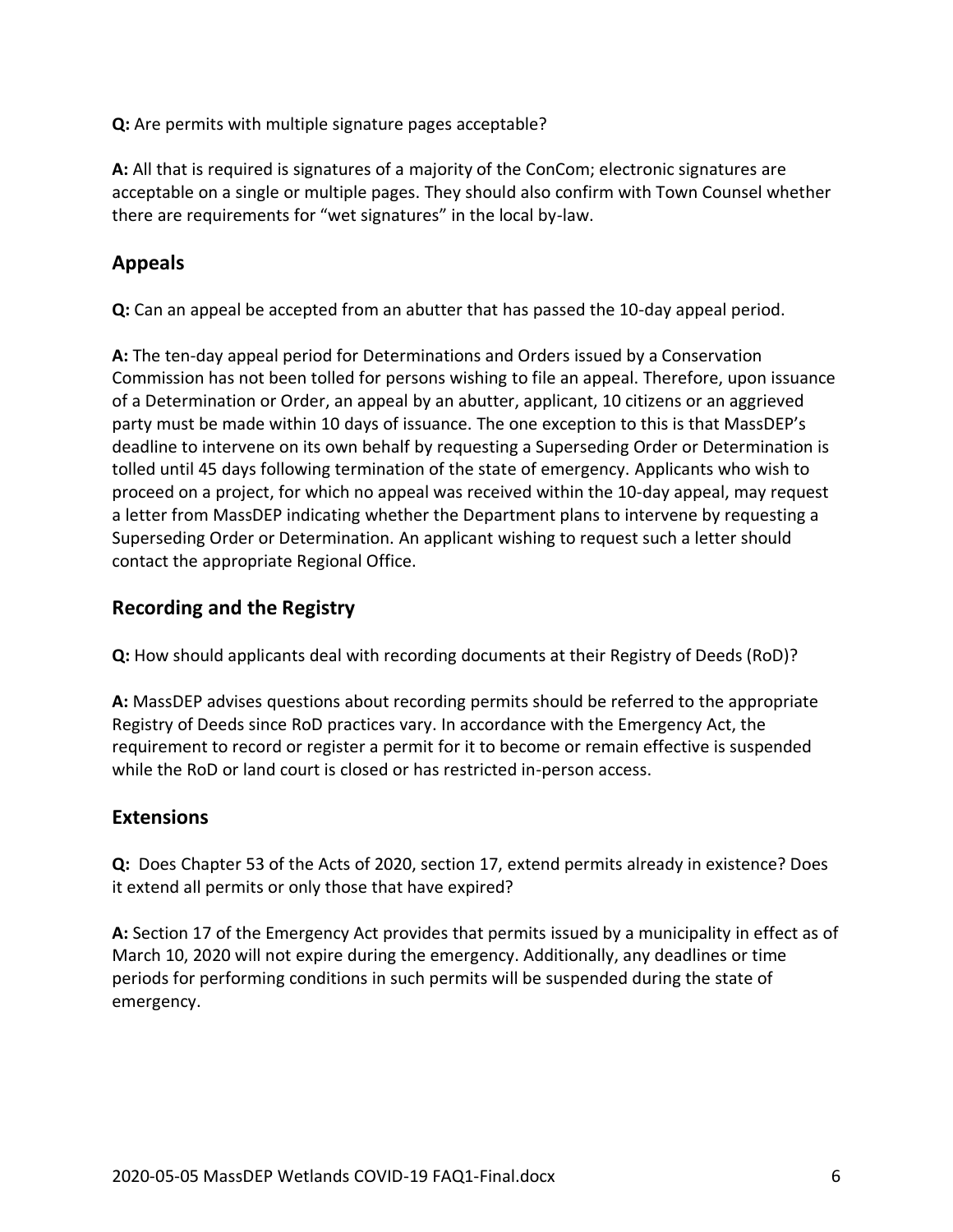**Q:** Are permits with multiple signature pages acceptable?

**A:** All that is required is signatures of a majority of the ConCom; electronic signatures are acceptable on a single or multiple pages. They should also confirm with Town Counsel whether there are requirements for "wet signatures" in the local by-law.

## Appeals

**Q:** Can an appeal be accepted from an abutter that has passed the 10-day appeal period.

**A:** The ten-day appeal period for Determinations and Orders issued by a Conservation Commission has not been tolled for persons wishing to file an appeal. Therefore, upon issuance of a Determination or Order, an appeal by an abutter, applicant, 10 citizens or an aggrieved party must be made within 10 days of issuance. The one exception to this is that MassDEP's deadline to intervene on its own behalf by requesting a Superseding Order or Determination is tolled until 45 days following termination of the state of emergency. Applicants who wish to proceed on a project, for which no appeal was received within the 10-day appeal, may request a letter from MassDEP indicating whether the Department plans to intervene by requesting a Superseding Order or Determination. An applicant wishing to request such a letter should contact the appropriate Regional Office.

## Recording and the Registry

**Q:** How should applicants deal with recording documents at their Registry of Deeds (RoD)?

**A:** MassDEP advises questions about recording permits should be referred to the appropriate Registry of Deeds since RoD practices vary. In accordance with the Emergency Act, the requirement to record or register a permit for it to become or remain effective is suspended while the RoD or land court is closed or has restricted in-person access.

## Extensions

**Q:** Does Chapter 53 of the Acts of 2020, section 17, extend permits already in existence? Does it extend all permits or only those that have expired?

**A:** Section 17 of the Emergency Act provides that permits issued by a municipality in effect as of March 10, 2020 will not expire during the emergency. Additionally, any deadlines or time periods for performing conditions in such permits will be suspended during the state of emergency.